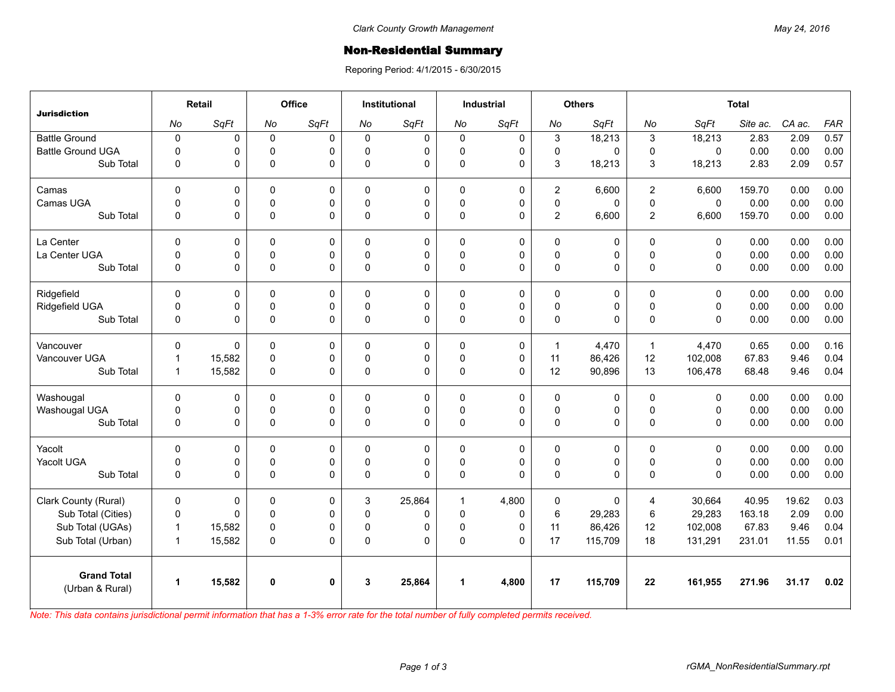Clark County Growth Management

May 24, 2016

# Non-Residential Summary

Reporing Period: 4/1/2015 - 6/30/2015

| Jurisdiction | Retail | | Office | | Institutional | | Industrial | | Others | | Total | | | | |
|---|---|---|---|---|---|---|---|---|---|---|---|---|---|---|---|
| | *No* | *SqFt* | *No* | *SqFt* | *No* | *SqFt* | *No* | *SqFt* | *No* | *SqFt* | *No* | *SqFt* | *Site ac.* | *CA ac.* | *FAR* |
| Battle Ground | 0 | 0 | 0 | 0 | 0 | 0 | 0 | 0 | 3 | 18,213 | 3 | 18,213 | 2.83 | 2.09 | 0.57 |
| Battle Ground UGA | 0 | 0 | 0 | 0 | 0 | 0 | 0 | 0 | 0 | 0 | 0 | 0 | 0.00 | 0.00 | 0.00 |
| Sub Total | 0 | 0 | 0 | 0 | 0 | 0 | 0 | 0 | 3 | 18,213 | 3 | 18,213 | 2.83 | 2.09 | 0.57 |
| Camas | 0 | 0 | 0 | 0 | 0 | 0 | 0 | 0 | 2 | 6,600 | 2 | 6,600 | 159.70 | 0.00 | 0.00 |
| Camas UGA | 0 | 0 | 0 | 0 | 0 | 0 | 0 | 0 | 0 | 0 | 0 | 0 | 0.00 | 0.00 | 0.00 |
| Sub Total | 0 | 0 | 0 | 0 | 0 | 0 | 0 | 0 | 2 | 6,600 | 2 | 6,600 | 159.70 | 0.00 | 0.00 |
| La Center | 0 | 0 | 0 | 0 | 0 | 0 | 0 | 0 | 0 | 0 | 0 | 0 | 0.00 | 0.00 | 0.00 |
| La Center UGA | 0 | 0 | 0 | 0 | 0 | 0 | 0 | 0 | 0 | 0 | 0 | 0 | 0.00 | 0.00 | 0.00 |
| Sub Total | 0 | 0 | 0 | 0 | 0 | 0 | 0 | 0 | 0 | 0 | 0 | 0 | 0.00 | 0.00 | 0.00 |
| Ridgefield | 0 | 0 | 0 | 0 | 0 | 0 | 0 | 0 | 0 | 0 | 0 | 0 | 0.00 | 0.00 | 0.00 |
| Ridgefield UGA | 0 | 0 | 0 | 0 | 0 | 0 | 0 | 0 | 0 | 0 | 0 | 0 | 0.00 | 0.00 | 0.00 |
| Sub Total | 0 | 0 | 0 | 0 | 0 | 0 | 0 | 0 | 0 | 0 | 0 | 0 | 0.00 | 0.00 | 0.00 |
| Vancouver | 0 | 0 | 0 | 0 | 0 | 0 | 0 | 0 | 1 | 4,470 | 1 | 4,470 | 0.65 | 0.00 | 0.16 |
| Vancouver UGA | 1 | 15,582 | 0 | 0 | 0 | 0 | 0 | 0 | 11 | 86,426 | 12 | 102,008 | 67.83 | 9.46 | 0.04 |
| Sub Total | 1 | 15,582 | 0 | 0 | 0 | 0 | 0 | 0 | 12 | 90,896 | 13 | 106,478 | 68.48 | 9.46 | 0.04 |
| Washougal | 0 | 0 | 0 | 0 | 0 | 0 | 0 | 0 | 0 | 0 | 0 | 0 | 0.00 | 0.00 | 0.00 |
| Washougal UGA | 0 | 0 | 0 | 0 | 0 | 0 | 0 | 0 | 0 | 0 | 0 | 0 | 0.00 | 0.00 | 0.00 |
| Sub Total | 0 | 0 | 0 | 0 | 0 | 0 | 0 | 0 | 0 | 0 | 0 | 0 | 0.00 | 0.00 | 0.00 |
| Yacolt | 0 | 0 | 0 | 0 | 0 | 0 | 0 | 0 | 0 | 0 | 0 | 0 | 0.00 | 0.00 | 0.00 |
| Yacolt UGA | 0 | 0 | 0 | 0 | 0 | 0 | 0 | 0 | 0 | 0 | 0 | 0 | 0.00 | 0.00 | 0.00 |
| Sub Total | 0 | 0 | 0 | 0 | 0 | 0 | 0 | 0 | 0 | 0 | 0 | 0 | 0.00 | 0.00 | 0.00 |
| Clark County (Rural) | 0 | 0 | 0 | 0 | 3 | 25,864 | 1 | 4,800 | 0 | 0 | 4 | 30,664 | 40.95 | 19.62 | 0.03 |
| Sub Total (Cities) | 0 | 0 | 0 | 0 | 0 | 0 | 0 | 0 | 6 | 29,283 | 6 | 29,283 | 163.18 | 2.09 | 0.00 |
| Sub Total (UGAs) | 1 | 15,582 | 0 | 0 | 0 | 0 | 0 | 0 | 11 | 86,426 | 12 | 102,008 | 67.83 | 9.46 | 0.04 |
| Sub Total (Urban) | 1 | 15,582 | 0 | 0 | 0 | 0 | 0 | 0 | 17 | 115,709 | 18 | 131,291 | 231.01 | 11.55 | 0.01 |
| **Grand Total** (Urban & Rural) | **1** | **15,582** | **0** | **0** | **3** | **25,864** | **1** | **4,800** | **17** | **115,709** | **22** | **161,955** | **271.96** | **31.17** | **0.02** |

*Note: This data contains jurisdictional permit information that has a 1-3% error rate for the total number of fully completed permits received.*

rGMA_NonResidentialSummary.rpt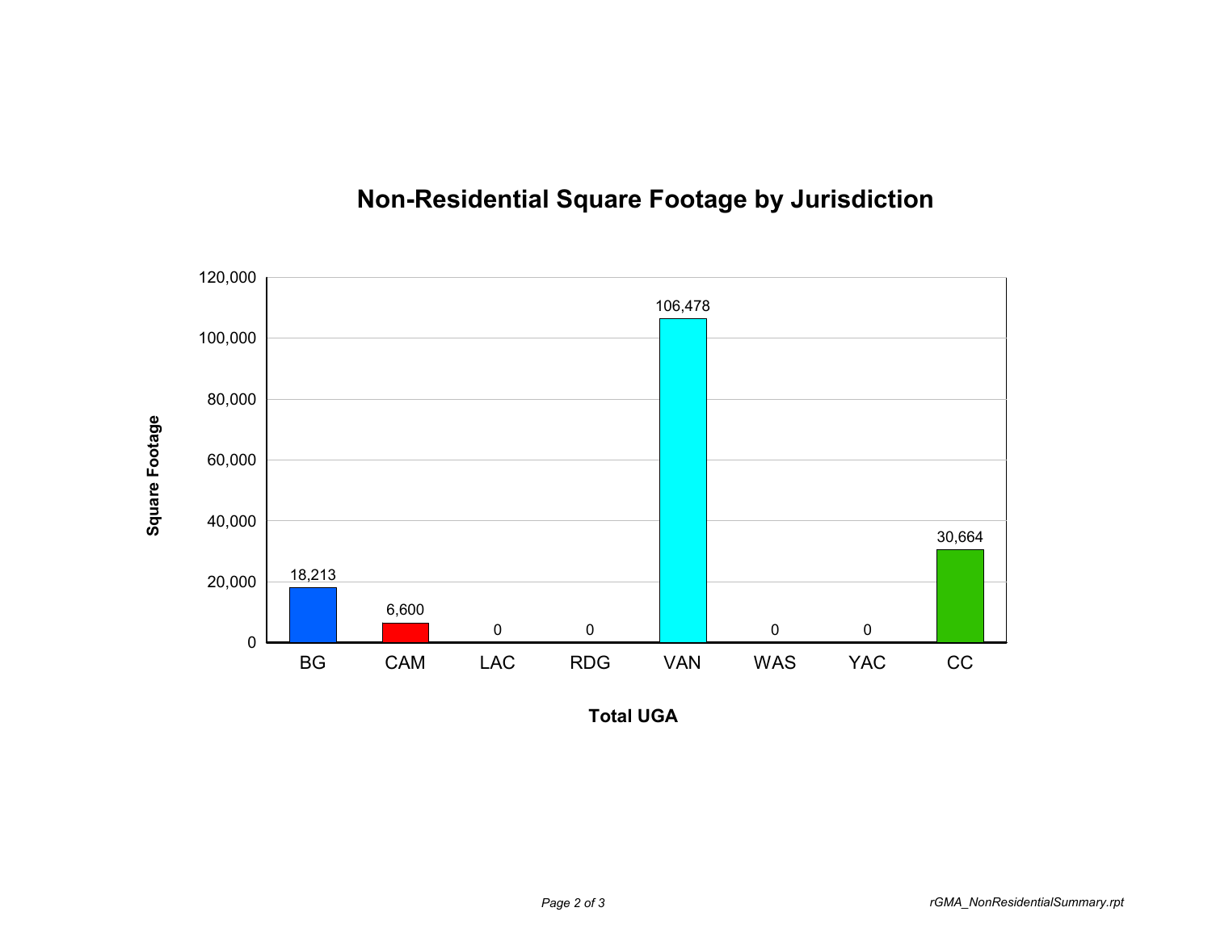# Non-Residential Square Footage by Jurisdiction

| Total UGA | Square Footage |
|---|---|
| BG | 18,213 |
| CAM | 6,600 |
| LAC | 0 |
| RDG | 0 |
| VAN | 106,478 |
| WAS | 0 |
| YAC | 0 |
| CC | 30,664 |

rGMA_NonResidentialSummary.rpt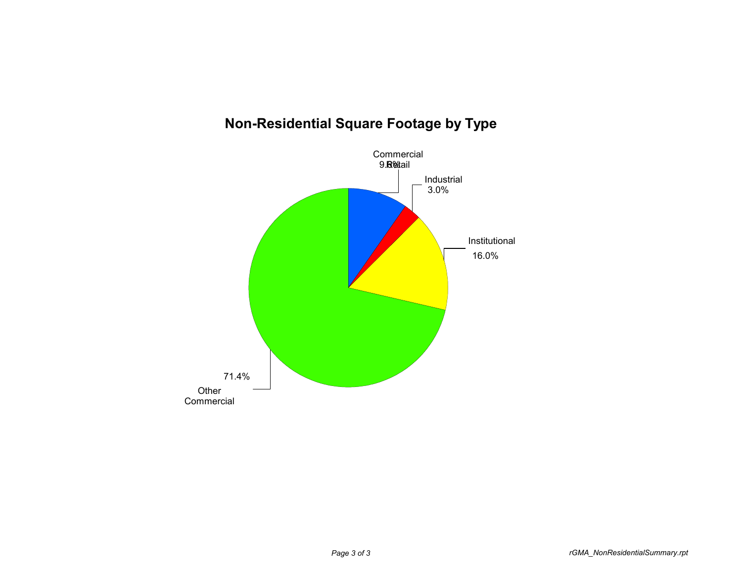## Non-Residential Square Footage by Type

Commercial Retail
9.6%

Industrial
3.0%

Institutional
16.0%

71.4%
Other Commercial